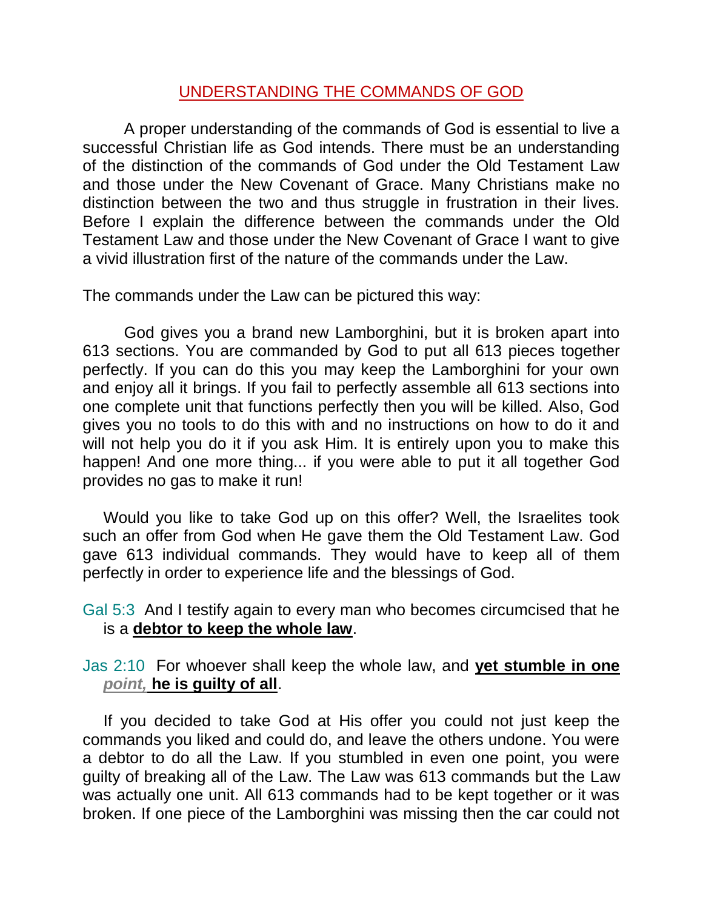# UNDERSTANDING THE COMMANDS OF GOD

A proper understanding of the commands of God is essential to live a successful Christian life as God intends. There must be an understanding of the distinction of the commands of God under the Old Testament Law and those under the New Covenant of Grace. Many Christians make no distinction between the two and thus struggle in frustration in their lives. Before I explain the difference between the commands under the Old Testament Law and those under the New Covenant of Grace I want to give a vivid illustration first of the nature of the commands under the Law.

The commands under the Law can be pictured this way:

God gives you a brand new Lamborghini, but it is broken apart into 613 sections. You are commanded by God to put all 613 pieces together perfectly. If you can do this you may keep the Lamborghini for your own and enjoy all it brings. If you fail to perfectly assemble all 613 sections into one complete unit that functions perfectly then you will be killed. Also, God gives you no tools to do this with and no instructions on how to do it and will not help you do it if you ask Him. It is entirely upon you to make this happen! And one more thing... if you were able to put it all together God provides no gas to make it run!

Would you like to take God up on this offer? Well, the Israelites took such an offer from God when He gave them the Old Testament Law. God gave 613 individual commands. They would have to keep all of them perfectly in order to experience life and the blessings of God.

Gal 5:3 And I testify again to every man who becomes circumcised that he is a **debtor to keep the whole law**.

Jas 2:10 For whoever shall keep the whole law, and **yet stumble in one** ***point,*** **he is guilty of all**.

If you decided to take God at His offer you could not just keep the commands you liked and could do, and leave the others undone. You were a debtor to do all the Law. If you stumbled in even one point, you were guilty of breaking all of the Law. The Law was 613 commands but the Law was actually one unit. All 613 commands had to be kept together or it was broken. If one piece of the Lamborghini was missing then the car could not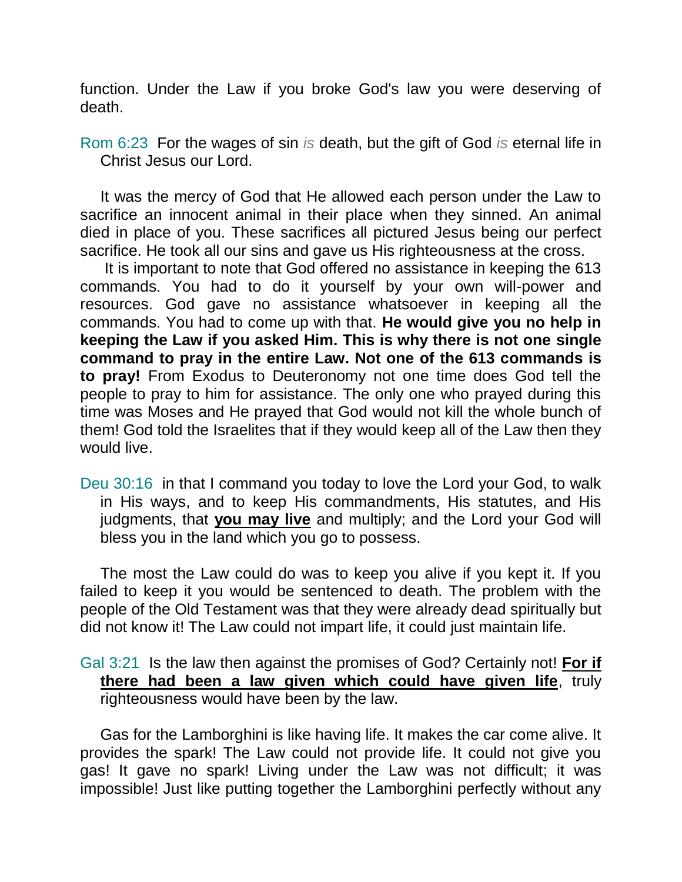function. Under the Law if you broke God's law you were deserving of death.

Rom 6:23 For the wages of sin *is* death, but the gift of God *is* eternal life in Christ Jesus our Lord.

It was the mercy of God that He allowed each person under the Law to sacrifice an innocent animal in their place when they sinned. An animal died in place of you. These sacrifices all pictured Jesus being our perfect sacrifice. He took all our sins and gave us His righteousness at the cross.

It is important to note that God offered no assistance in keeping the 613 commands. You had to do it yourself by your own will-power and resources. God gave no assistance whatsoever in keeping all the commands. You had to come up with that. **He would give you no help in keeping the Law if you asked Him. This is why there is not one single command to pray in the entire Law. Not one of the 613 commands is to pray!** From Exodus to Deuteronomy not one time does God tell the people to pray to him for assistance. The only one who prayed during this time was Moses and He prayed that God would not kill the whole bunch of them! God told the Israelites that if they would keep all of the Law then they would live.

Deu 30:16 in that I command you today to love the Lord your God, to walk in His ways, and to keep His commandments, His statutes, and His judgments, that <u>**you may live**</u> and multiply; and the Lord your God will bless you in the land which you go to possess.

The most the Law could do was to keep you alive if you kept it. If you failed to keep it you would be sentenced to death. The problem with the people of the Old Testament was that they were already dead spiritually but did not know it! The Law could not impart life, it could just maintain life.

Gal 3:21 Is the law then against the promises of God? Certainly not! <u>**For if there had been a law given which could have given life**</u>, truly righteousness would have been by the law.

Gas for the Lamborghini is like having life. It makes the car come alive. It provides the spark! The Law could not provide life. It could not give you gas! It gave no spark! Living under the Law was not difficult; it was impossible! Just like putting together the Lamborghini perfectly without any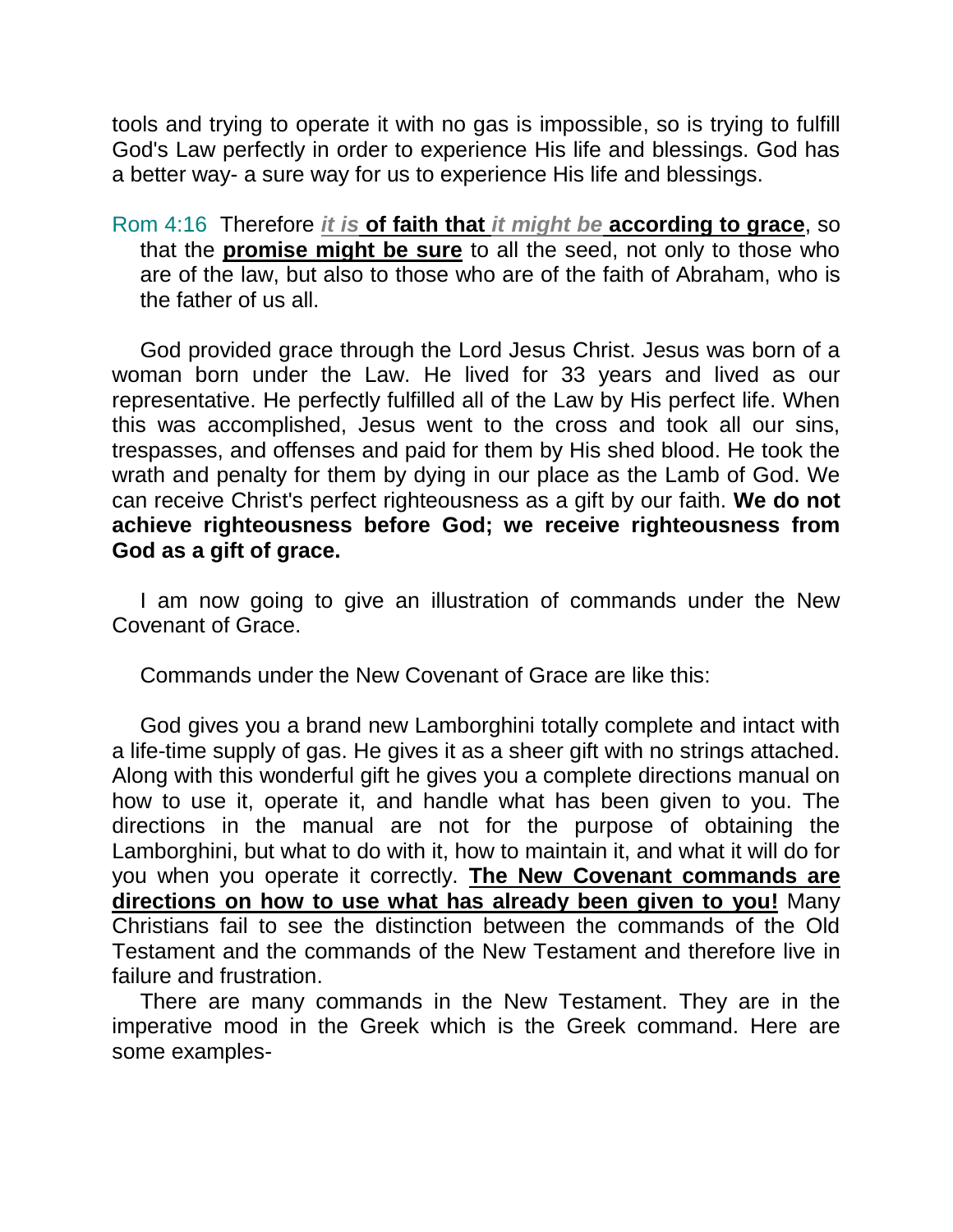tools and trying to operate it with no gas is impossible, so is trying to fulfill God's Law perfectly in order to experience His life and blessings. God has a better way- a sure way for us to experience His life and blessings.

Rom 4:16 Therefore ***it is*** **of faith that** ***it might be*** **according to grace**, so that the **promise might be sure** to all the seed, not only to those who are of the law, but also to those who are of the faith of Abraham, who is the father of us all.

God provided grace through the Lord Jesus Christ. Jesus was born of a woman born under the Law. He lived for 33 years and lived as our representative. He perfectly fulfilled all of the Law by His perfect life. When this was accomplished, Jesus went to the cross and took all our sins, trespasses, and offenses and paid for them by His shed blood. He took the wrath and penalty for them by dying in our place as the Lamb of God. We can receive Christ's perfect righteousness as a gift by our faith. **We do not achieve righteousness before God; we receive righteousness from God as a gift of grace.**

I am now going to give an illustration of commands under the New Covenant of Grace.

Commands under the New Covenant of Grace are like this:

God gives you a brand new Lamborghini totally complete and intact with a life-time supply of gas. He gives it as a sheer gift with no strings attached. Along with this wonderful gift he gives you a complete directions manual on how to use it, operate it, and handle what has been given to you. The directions in the manual are not for the purpose of obtaining the Lamborghini, but what to do with it, how to maintain it, and what it will do for you when you operate it correctly. **The New Covenant commands are directions on how to use what has already been given to you!** Many Christians fail to see the distinction between the commands of the Old Testament and the commands of the New Testament and therefore live in failure and frustration.

There are many commands in the New Testament. They are in the imperative mood in the Greek which is the Greek command. Here are some examples-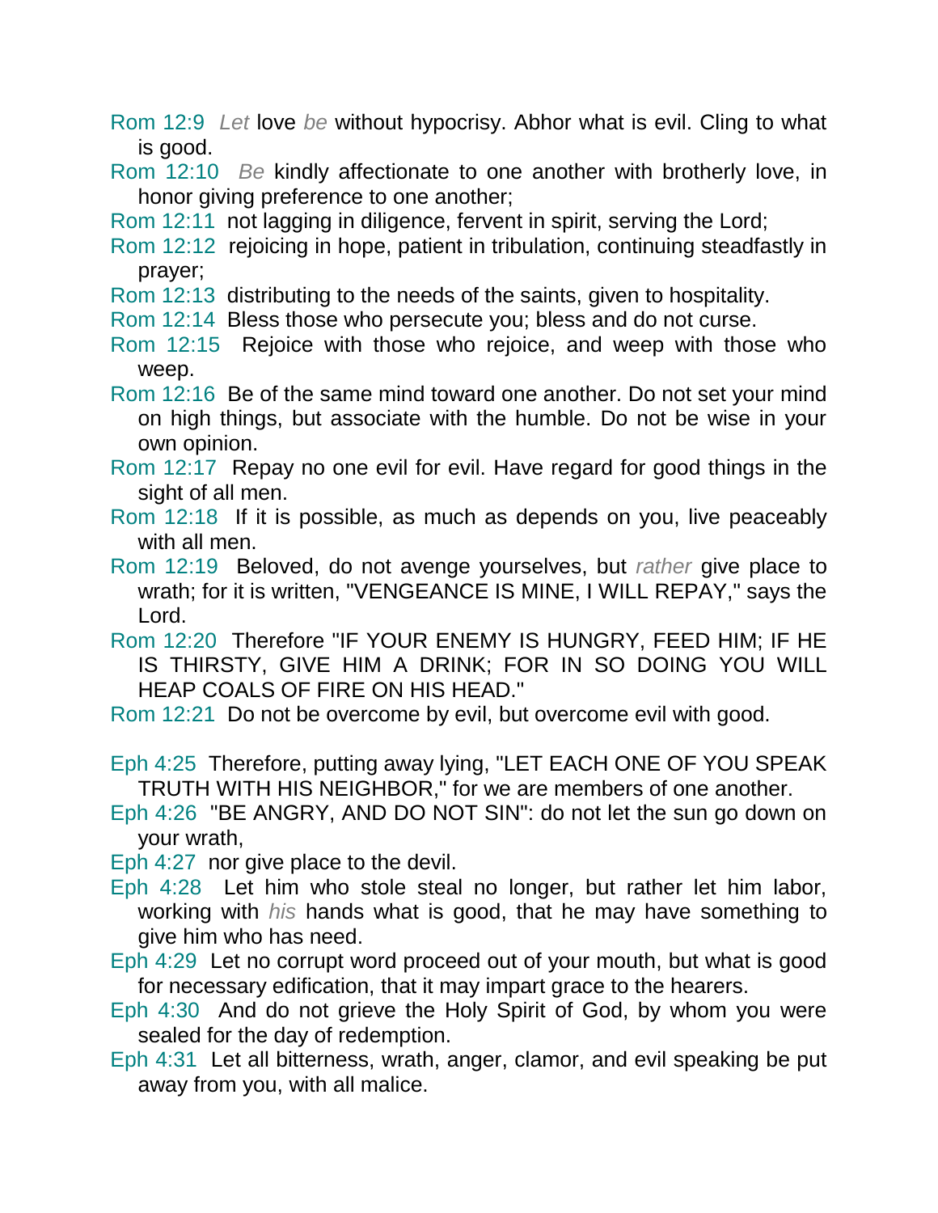Rom 12:9 *Let* love *be* without hypocrisy. Abhor what is evil. Cling to what is good.

Rom 12:10 *Be* kindly affectionate to one another with brotherly love, in honor giving preference to one another;

Rom 12:11 not lagging in diligence, fervent in spirit, serving the Lord;

Rom 12:12 rejoicing in hope, patient in tribulation, continuing steadfastly in prayer;

Rom 12:13 distributing to the needs of the saints, given to hospitality.

Rom 12:14 Bless those who persecute you; bless and do not curse.

Rom 12:15 Rejoice with those who rejoice, and weep with those who weep.

Rom 12:16 Be of the same mind toward one another. Do not set your mind on high things, but associate with the humble. Do not be wise in your own opinion.

Rom 12:17 Repay no one evil for evil. Have regard for good things in the sight of all men.

Rom 12:18 If it is possible, as much as depends on you, live peaceably with all men.

Rom 12:19 Beloved, do not avenge yourselves, but *rather* give place to wrath; for it is written, "VENGEANCE IS MINE, I WILL REPAY," says the Lord.

Rom 12:20 Therefore "IF YOUR ENEMY IS HUNGRY, FEED HIM; IF HE IS THIRSTY, GIVE HIM A DRINK; FOR IN SO DOING YOU WILL HEAP COALS OF FIRE ON HIS HEAD."

Rom 12:21 Do not be overcome by evil, but overcome evil with good.

Eph 4:25 Therefore, putting away lying, "LET EACH ONE OF YOU SPEAK TRUTH WITH HIS NEIGHBOR," for we are members of one another.

Eph 4:26 "BE ANGRY, AND DO NOT SIN": do not let the sun go down on your wrath,

Eph 4:27 nor give place to the devil.

Eph 4:28 Let him who stole steal no longer, but rather let him labor, working with *his* hands what is good, that he may have something to give him who has need.

Eph 4:29 Let no corrupt word proceed out of your mouth, but what is good for necessary edification, that it may impart grace to the hearers.

Eph 4:30 And do not grieve the Holy Spirit of God, by whom you were sealed for the day of redemption.

Eph 4:31 Let all bitterness, wrath, anger, clamor, and evil speaking be put away from you, with all malice.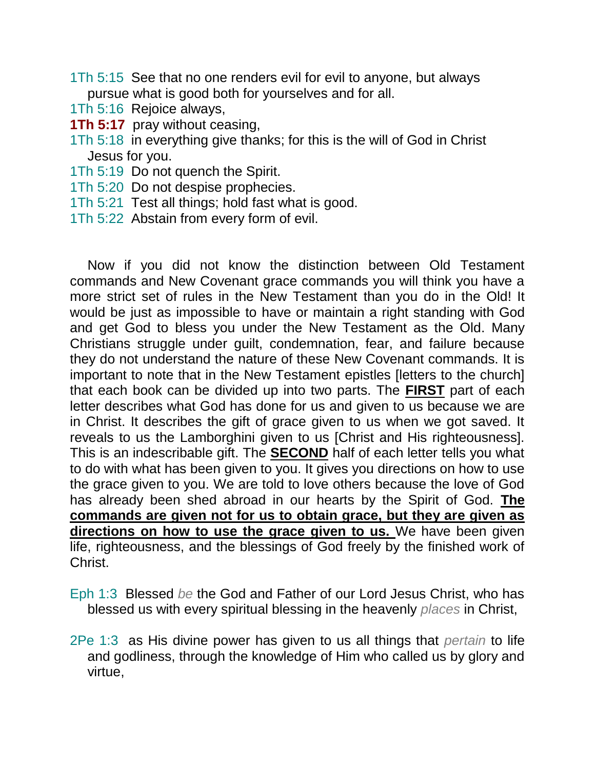1Th 5:15 See that no one renders evil for evil to anyone, but always pursue what is good both for yourselves and for all.
1Th 5:16 Rejoice always,
**1Th 5:17** pray without ceasing,
1Th 5:18 in everything give thanks; for this is the will of God in Christ Jesus for you.
1Th 5:19 Do not quench the Spirit.
1Th 5:20 Do not despise prophecies.
1Th 5:21 Test all things; hold fast what is good.
1Th 5:22 Abstain from every form of evil.

Now if you did not know the distinction between Old Testament commands and New Covenant grace commands you will think you have a more strict set of rules in the New Testament than you do in the Old! It would be just as impossible to have or maintain a right standing with God and get God to bless you under the New Testament as the Old. Many Christians struggle under guilt, condemnation, fear, and failure because they do not understand the nature of these New Covenant commands. It is important to note that in the New Testament epistles [letters to the church] that each book can be divided up into two parts. The **FIRST** part of each letter describes what God has done for us and given to us because we are in Christ. It describes the gift of grace given to us when we got saved. It reveals to us the Lamborghini given to us [Christ and His righteousness]. This is an indescribable gift. The **SECOND** half of each letter tells you what to do with what has been given to you. It gives you directions on how to use the grace given to you. We are told to love others because the love of God has already been shed abroad in our hearts by the Spirit of God. **The commands are given not for us to obtain grace, but they are given as directions on how to use the grace given to us.** We have been given life, righteousness, and the blessings of God freely by the finished work of Christ.

Eph 1:3 Blessed *be* the God and Father of our Lord Jesus Christ, who has blessed us with every spiritual blessing in the heavenly *places* in Christ,

2Pe 1:3 as His divine power has given to us all things that *pertain* to life and godliness, through the knowledge of Him who called us by glory and virtue,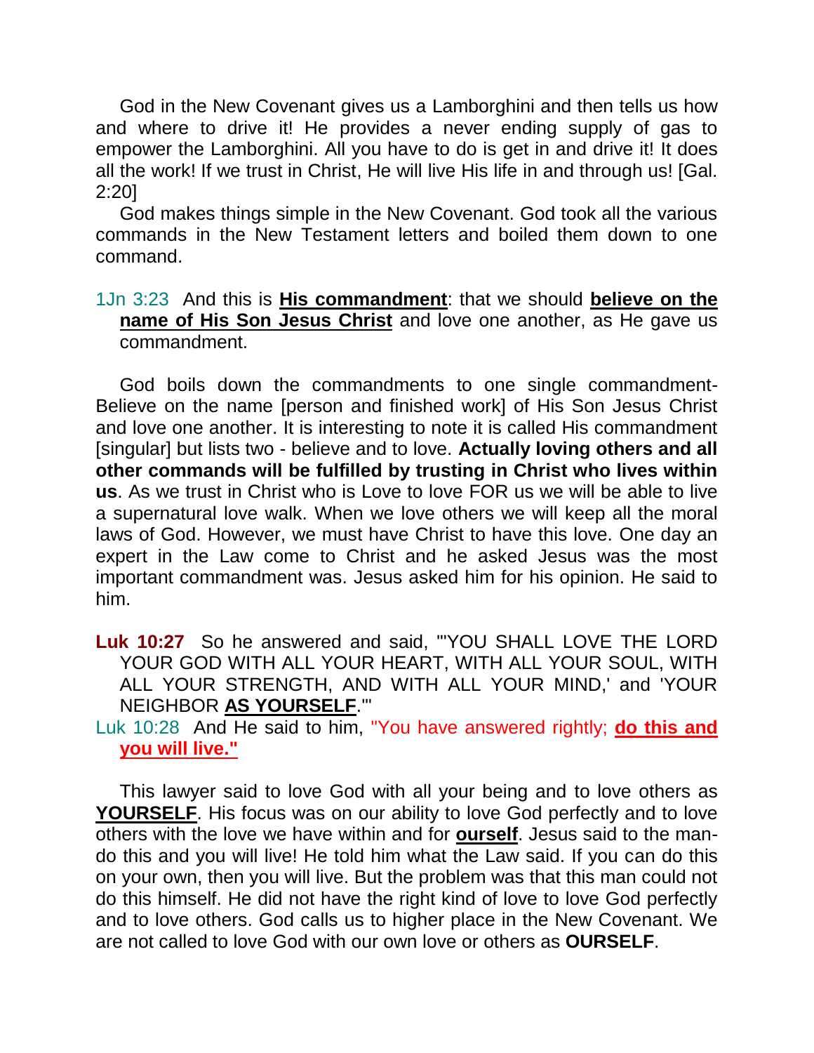God in the New Covenant gives us a Lamborghini and then tells us how and where to drive it! He provides a never ending supply of gas to empower the Lamborghini. All you have to do is get in and drive it! It does all the work! If we trust in Christ, He will live His life in and through us! [Gal. 2:20]

God makes things simple in the New Covenant. God took all the various commands in the New Testament letters and boiled them down to one command.

> 1Jn 3:23 And this is **His commandment**: that we should **believe on the name of His Son Jesus Christ** and love one another, as He gave us commandment.

God boils down the commandments to one single commandment- Believe on the name [person and finished work] of His Son Jesus Christ and love one another. It is interesting to note it is called His commandment [singular] but lists two - believe and to love. **Actually loving others and all other commands will be fulfilled by trusting in Christ who lives within us**. As we trust in Christ who is Love to love FOR us we will be able to live a supernatural love walk. When we love others we will keep all the moral laws of God. However, we must have Christ to have this love. One day an expert in the Law come to Christ and he asked Jesus was the most important commandment was. Jesus asked him for his opinion. He said to him.

> **Luk 10:27** So he answered and said, "'YOU SHALL LOVE THE LORD YOUR GOD WITH ALL YOUR HEART, WITH ALL YOUR SOUL, WITH ALL YOUR STRENGTH, AND WITH ALL YOUR MIND,' and 'YOUR NEIGHBOR **AS YOURSELF**.'"
>
> Luk 10:28 And He said to him, "You have answered rightly; **do this and you will live."**

This lawyer said to love God with all your being and to love others as **YOURSELF**. His focus was on our ability to love God perfectly and to love others with the love we have within and for **ourself**. Jesus said to the man- do this and you will live! He told him what the Law said. If you can do this on your own, then you will live. But the problem was that this man could not do this himself. He did not have the right kind of love to love God perfectly and to love others. God calls us to higher place in the New Covenant. We are not called to love God with our own love or others as **OURSELF**.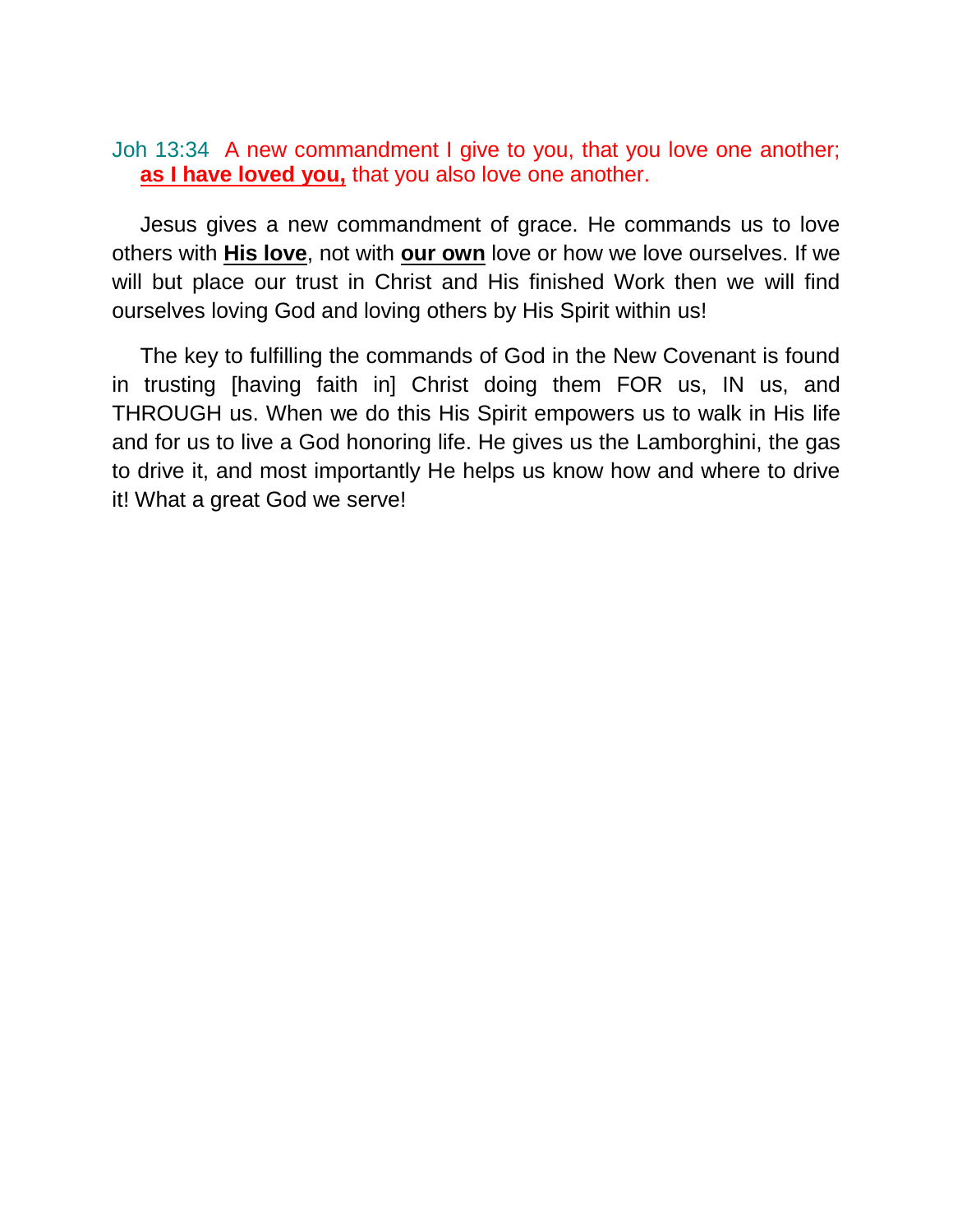Joh 13:34  A new commandment I give to you, that you love one another; **as I have loved you,** that you also love one another.

Jesus gives a new commandment of grace. He commands us to love others with **His love**, not with **our own** love or how we love ourselves. If we will but place our trust in Christ and His finished Work then we will find ourselves loving God and loving others by His Spirit within us!

The key to fulfilling the commands of God in the New Covenant is found in trusting [having faith in] Christ doing them FOR us, IN us, and THROUGH us. When we do this His Spirit empowers us to walk in His life and for us to live a God honoring life. He gives us the Lamborghini, the gas to drive it, and most importantly He helps us know how and where to drive it! What a great God we serve!